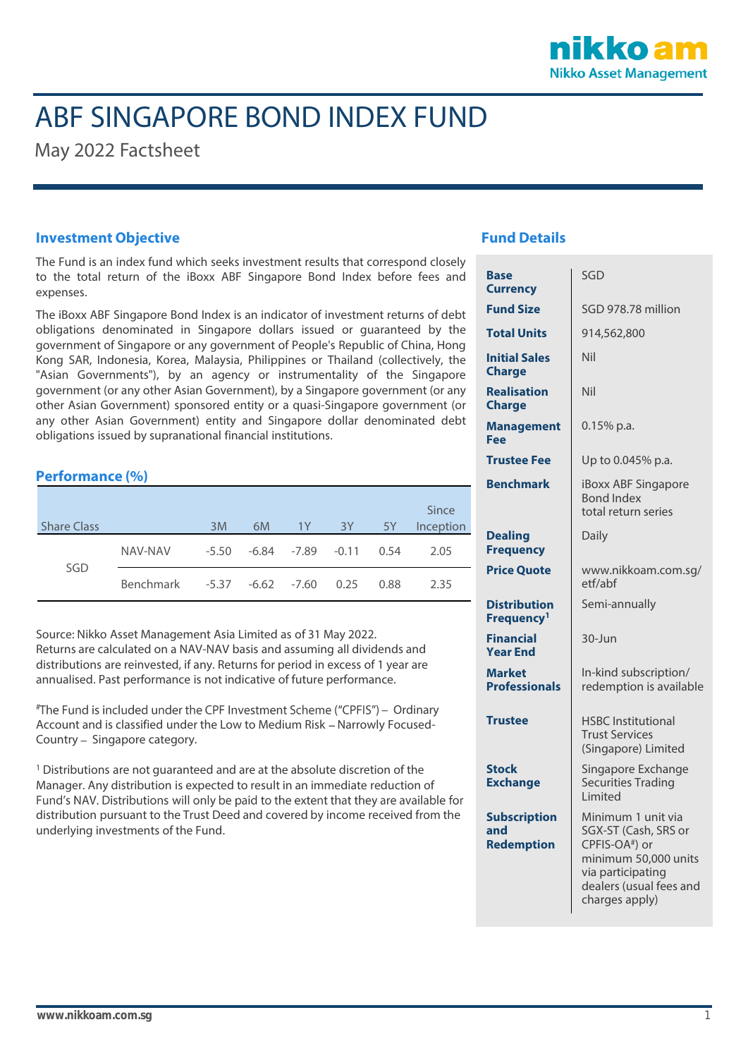# ABF SINGAPORE BOND INDEX FUND

May 2022 Factsheet

## Investment Objective

The Fund is an index fund which seeks investment results that correspond closely to the total return of the iBoxx ABF Singapore Bond Index before fees and expenses.

The iBoxx ABF Singapore Bond Index is an indicator of investment returns of debt obligations denominated in Singapore dollars issued or guaranteed by the government of Singapore or any government of People's Republic of China, Hong Kong SAR, Indonesia, Korea, Malaysia, Philippines or Thailand (collectively, the "Asian Governments"), by an agency or instrumentality of the Singapore government (or any other Asian Government), by a Singapore government (or any other Asian Government) sponsored entity or a quasi-Singapore government (or any other Asian Government) entity and Singapore dollar denominated debt obligations issued by supranational financial institutions.

## Performance (%)

| Share Class | | 3M | 6M | 1Y | 3Y | 5Y | Since Inception |
|---|---|---|---|---|---|---|---|
| SGD | NAV-NAV | -5.50 | -6.84 | -7.89 | -0.11 | 0.54 | 2.05 |
| | Benchmark | -5.37 | -6.62 | -7.60 | 0.25 | 0.88 | 2.35 |

Source: Nikko Asset Management Asia Limited as of 31 May 2022.
Returns are calculated on a NAV-NAV basis and assuming all dividends and distributions are reinvested, if any. Returns for period in excess of 1 year are annualised. Past performance is not indicative of future performance.

[#]The Fund is included under the CPF Investment Scheme ("CPFIS") – Ordinary Account and is classified under the Low to Medium Risk – Narrowly Focused-Country – Singapore category.

[1] Distributions are not guaranteed and are at the absolute discretion of the Manager. Any distribution is expected to result in an immediate reduction of Fund's NAV. Distributions will only be paid to the extent that they are available for distribution pursuant to the Trust Deed and covered by income received from the underlying investments of the Fund.

## Fund Details

| | |
|---|---|
| **Base Currency** | SGD |
| **Fund Size** | SGD 978.78 million |
| **Total Units** | 914,562,800 |
| **Initial Sales Charge** | Nil |
| **Realisation Charge** | Nil |
| **Management Fee** | 0.15% p.a. |
| **Trustee Fee** | Up to 0.045% p.a. |
| **Benchmark** | iBoxx ABF Singapore Bond Index total return series |
| **Dealing Frequency** | Daily |
| **Price Quote** | www.nikkoam.com.sg/etf/abf |
| **Distribution Frequency[1]** | Semi-annually |
| **Financial Year End** | 30-Jun |
| **Market Professionals** | In-kind subscription/ redemption is available |
| **Trustee** | HSBC Institutional Trust Services (Singapore) Limited |
| **Stock Exchange** | Singapore Exchange Securities Trading Limited |
| **Subscription and Redemption** | Minimum 1 unit via SGX-ST (Cash, SRS or CPFIS-OA[#]) or minimum 50,000 units via participating dealers (usual fees and charges apply) |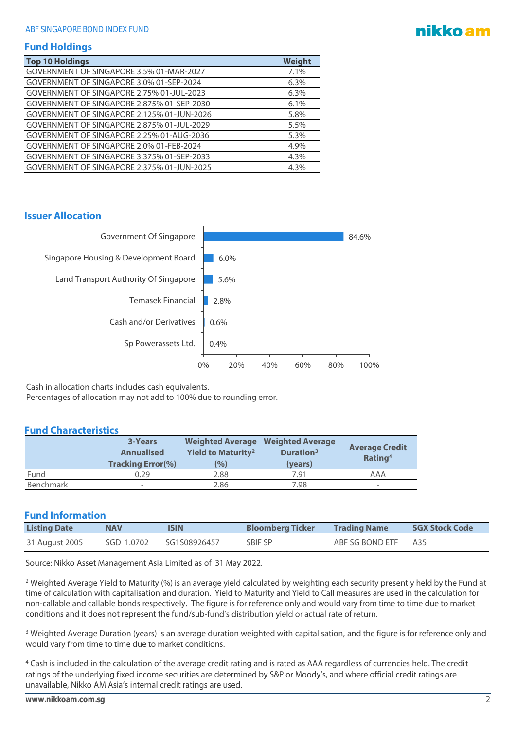## Fund Holdings

| Top 10 Holdings | Weight |
|---|---|
| GOVERNMENT OF SINGAPORE 3.5% 01-MAR-2027 | 7.1% |
| GOVERNMENT OF SINGAPORE 3.0% 01-SEP-2024 | 6.3% |
| GOVERNMENT OF SINGAPORE 2.75% 01-JUL-2023 | 6.3% |
| GOVERNMENT OF SINGAPORE 2.875% 01-SEP-2030 | 6.1% |
| GOVERNMENT OF SINGAPORE 2.125% 01-JUN-2026 | 5.8% |
| GOVERNMENT OF SINGAPORE 2.875% 01-JUL-2029 | 5.5% |
| GOVERNMENT OF SINGAPORE 2.25% 01-AUG-2036 | 5.3% |
| GOVERNMENT OF SINGAPORE 2.0% 01-FEB-2024 | 4.9% |
| GOVERNMENT OF SINGAPORE 3.375% 01-SEP-2033 | 4.3% |
| GOVERNMENT OF SINGAPORE 2.375% 01-JUN-2025 | 4.3% |

## Issuer Allocation

| Issuer | Allocation |
|---|---|
| Government Of Singapore | 84.6% |
| Singapore Housing & Development Board | 6.0% |
| Land Transport Authority Of Singapore | 5.6% |
| Temasek Financial | 2.8% |
| Cash and/or Derivatives | 0.6% |
| Sp Powerassets Ltd. | 0.4% |

Cash in allocation charts includes cash equivalents.
Percentages of allocation may not add to 100% due to rounding error.

## Fund Characteristics

| | 3-Years Annualised Tracking Error(%) | Weighted Average Yield to Maturity[2] (%) | Weighted Average Duration[3] (years) | Average Credit Rating[4] |
|---|---|---|---|---|
| Fund | 0.29 | 2.88 | 7.91 | AAA |
| Benchmark | - | 2.86 | 7.98 | - |

## Fund Information

| Listing Date | NAV | ISIN | Bloomberg Ticker | Trading Name | SGX Stock Code |
|---|---|---|---|---|---|
| 31 August 2005 | SGD 1.0702 | SG1S08926457 | SBIF SP | ABF SG BOND ETF | A35 |

Source: Nikko Asset Management Asia Limited as of 31 May 2022.

[2] Weighted Average Yield to Maturity (%) is an average yield calculated by weighting each security presently held by the Fund at time of calculation with capitalisation and duration. Yield to Maturity and Yield to Call measures are used in the calculation for non-callable and callable bonds respectively. The figure is for reference only and would vary from time to time due to market conditions and it does not represent the fund/sub-fund's distribution yield or actual rate of return.

[3] Weighted Average Duration (years) is an average duration weighted with capitalisation, and the figure is for reference only and would vary from time to time due to market conditions.

[4] Cash is included in the calculation of the average credit rating and is rated as AAA regardless of currencies held. The credit ratings of the underlying fixed income securities are determined by S&P or Moody's, and where official credit ratings are unavailable, Nikko AM Asia's internal credit ratings are used.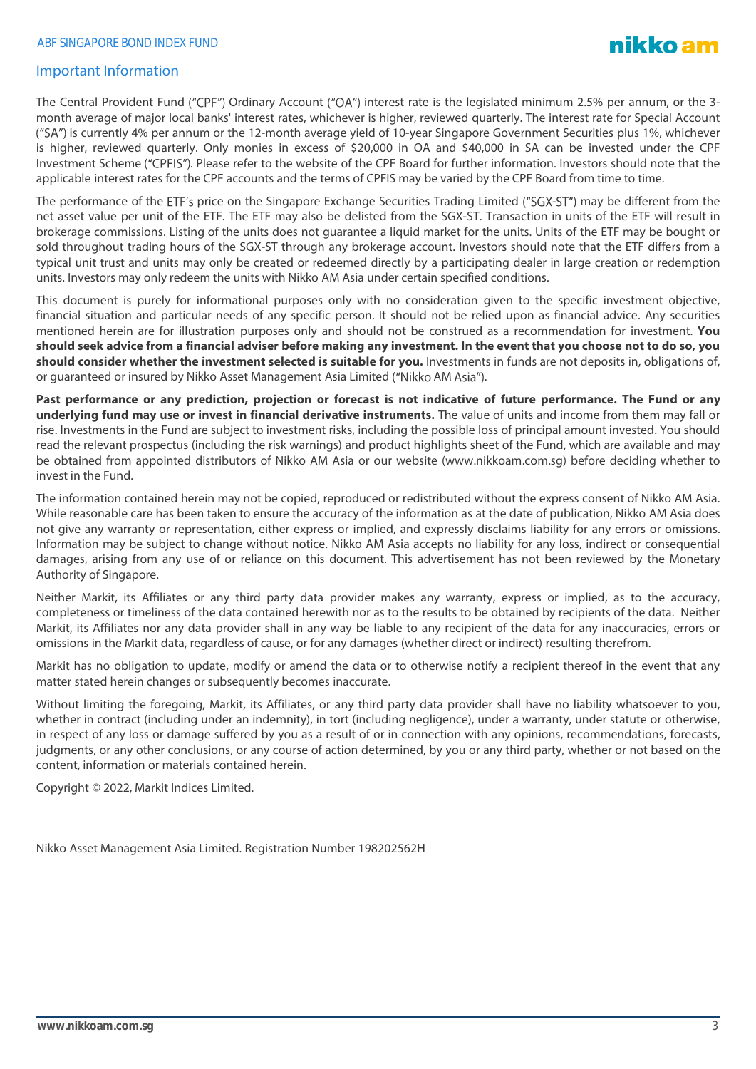## Important Information

The Central Provident Fund ("CPF") Ordinary Account ("OA") interest rate is the legislated minimum 2.5% per annum, or the 3-month average of major local banks' interest rates, whichever is higher, reviewed quarterly. The interest rate for Special Account ("SA") is currently 4% per annum or the 12-month average yield of 10-year Singapore Government Securities plus 1%, whichever is higher, reviewed quarterly. Only monies in excess of $20,000 in OA and $40,000 in SA can be invested under the CPF Investment Scheme ("CPFIS"). Please refer to the website of the CPF Board for further information. Investors should note that the applicable interest rates for the CPF accounts and the terms of CPFIS may be varied by the CPF Board from time to time.

The performance of the ETF's price on the Singapore Exchange Securities Trading Limited ("SGX-ST") may be different from the net asset value per unit of the ETF. The ETF may also be delisted from the SGX-ST. Transaction in units of the ETF will result in brokerage commissions. Listing of the units does not guarantee a liquid market for the units. Units of the ETF may be bought or sold throughout trading hours of the SGX-ST through any brokerage account. Investors should note that the ETF differs from a typical unit trust and units may only be created or redeemed directly by a participating dealer in large creation or redemption units. Investors may only redeem the units with Nikko AM Asia under certain specified conditions.

This document is purely for informational purposes only with no consideration given to the specific investment objective, financial situation and particular needs of any specific person. It should not be relied upon as financial advice. Any securities mentioned herein are for illustration purposes only and should not be construed as a recommendation for investment. **You should seek advice from a financial adviser before making any investment. In the event that you choose not to do so, you should consider whether the investment selected is suitable for you.** Investments in funds are not deposits in, obligations of, or guaranteed or insured by Nikko Asset Management Asia Limited ("Nikko AM Asia").

**Past performance or any prediction, projection or forecast is not indicative of future performance. The Fund or any underlying fund may use or invest in financial derivative instruments.** The value of units and income from them may fall or rise. Investments in the Fund are subject to investment risks, including the possible loss of principal amount invested. You should read the relevant prospectus (including the risk warnings) and product highlights sheet of the Fund, which are available and may be obtained from appointed distributors of Nikko AM Asia or our website (www.nikkoam.com.sg) before deciding whether to invest in the Fund.

The information contained herein may not be copied, reproduced or redistributed without the express consent of Nikko AM Asia. While reasonable care has been taken to ensure the accuracy of the information as at the date of publication, Nikko AM Asia does not give any warranty or representation, either express or implied, and expressly disclaims liability for any errors or omissions. Information may be subject to change without notice. Nikko AM Asia accepts no liability for any loss, indirect or consequential damages, arising from any use of or reliance on this document. This advertisement has not been reviewed by the Monetary Authority of Singapore.

Neither Markit, its Affiliates or any third party data provider makes any warranty, express or implied, as to the accuracy, completeness or timeliness of the data contained herewith nor as to the results to be obtained by recipients of the data. Neither Markit, its Affiliates nor any data provider shall in any way be liable to any recipient of the data for any inaccuracies, errors or omissions in the Markit data, regardless of cause, or for any damages (whether direct or indirect) resulting therefrom.

Markit has no obligation to update, modify or amend the data or to otherwise notify a recipient thereof in the event that any matter stated herein changes or subsequently becomes inaccurate.

Without limiting the foregoing, Markit, its Affiliates, or any third party data provider shall have no liability whatsoever to you, whether in contract (including under an indemnity), in tort (including negligence), under a warranty, under statute or otherwise, in respect of any loss or damage suffered by you as a result of or in connection with any opinions, recommendations, forecasts, judgments, or any other conclusions, or any course of action determined, by you or any third party, whether or not based on the content, information or materials contained herein.

Copyright © 2022, Markit Indices Limited.

Nikko Asset Management Asia Limited. Registration Number 198202562H